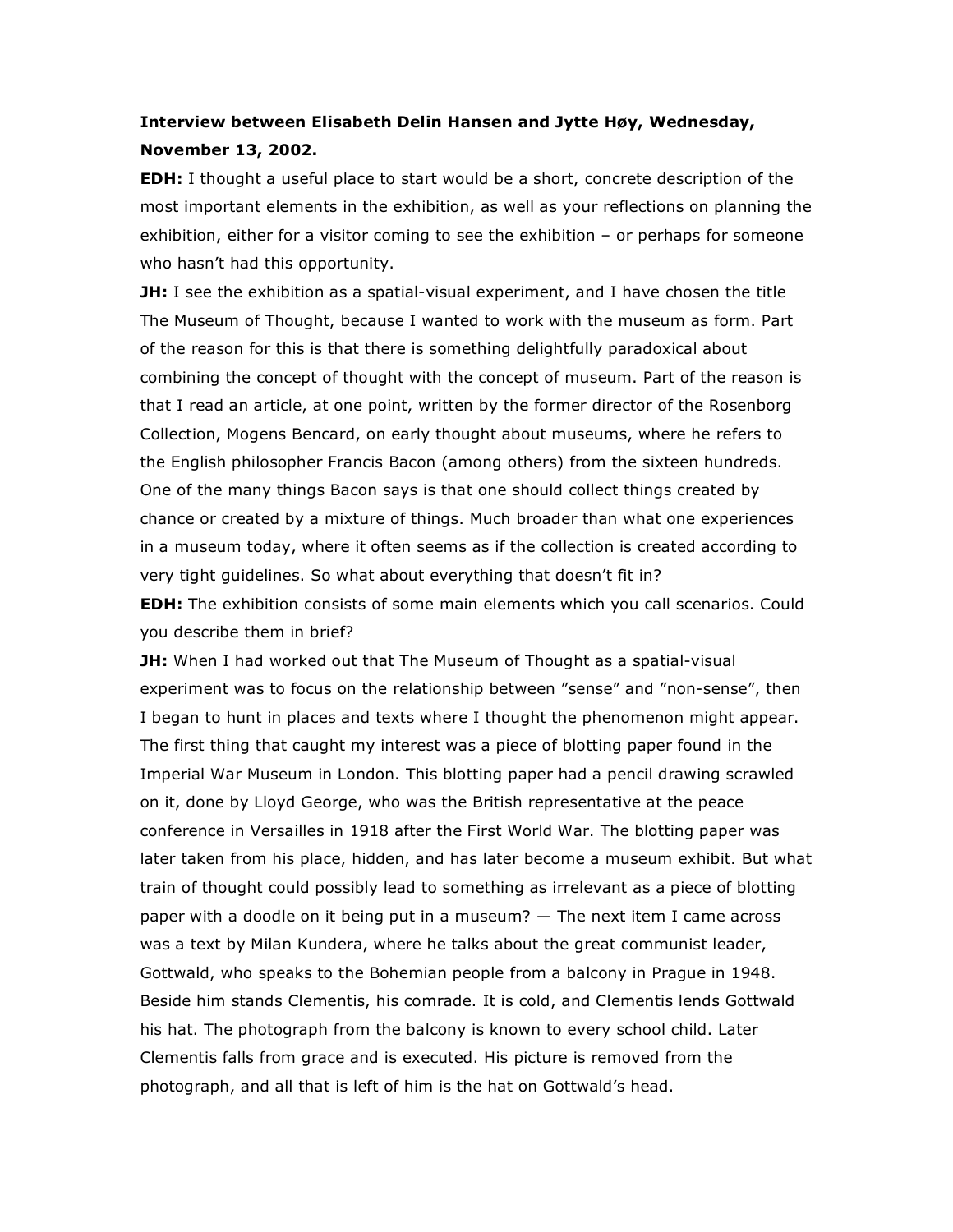**Interview between Elisabeth Delin Hansen and Jytte Høy, Wednesday, November 13, 2002.**

**EDH:** I thought a useful place to start would be a short, concrete description of the most important elements in the exhibition, as well as your reflections on planning the exhibition, either for a visitor coming to see the exhibition – or perhaps for someone who hasn't had this opportunity.

**JH:** I see the exhibition as a spatial-visual experiment, and I have chosen the title The Museum of Thought, because I wanted to work with the museum as form. Part of the reason for this is that there is something delightfully paradoxical about combining the concept of thought with the concept of museum. Part of the reason is that I read an article, at one point, written by the former director of the Rosenborg Collection, Mogens Bencard, on early thought about museums, where he refers to the English philosopher Francis Bacon (among others) from the sixteen hundreds. One of the many things Bacon says is that one should collect things created by chance or created by a mixture of things. Much broader than what one experiences in a museum today, where it often seems as if the collection is created according to very tight guidelines. So what about everything that doesn't fit in?

**EDH:** The exhibition consists of some main elements which you call scenarios. Could you describe them in brief?

**JH:** When I had worked out that The Museum of Thought as a spatial-visual experiment was to focus on the relationship between "sense" and "non-sense", then I began to hunt in places and texts where I thought the phenomenon might appear. The first thing that caught my interest was a piece of blotting paper found in the Imperial War Museum in London. This blotting paper had a pencil drawing scrawled on it, done by Lloyd George, who was the British representative at the peace conference in Versailles in 1918 after the First World War. The blotting paper was later taken from his place, hidden, and has later become a museum exhibit. But what train of thought could possibly lead to something as irrelevant as a piece of blotting paper with a doodle on it being put in a museum? — The next item I came across was a text by Milan Kundera, where he talks about the great communist leader, Gottwald, who speaks to the Bohemian people from a balcony in Prague in 1948. Beside him stands Clementis, his comrade. It is cold, and Clementis lends Gottwald his hat. The photograph from the balcony is known to every school child. Later Clementis falls from grace and is executed. His picture is removed from the photograph, and all that is left of him is the hat on Gottwald's head.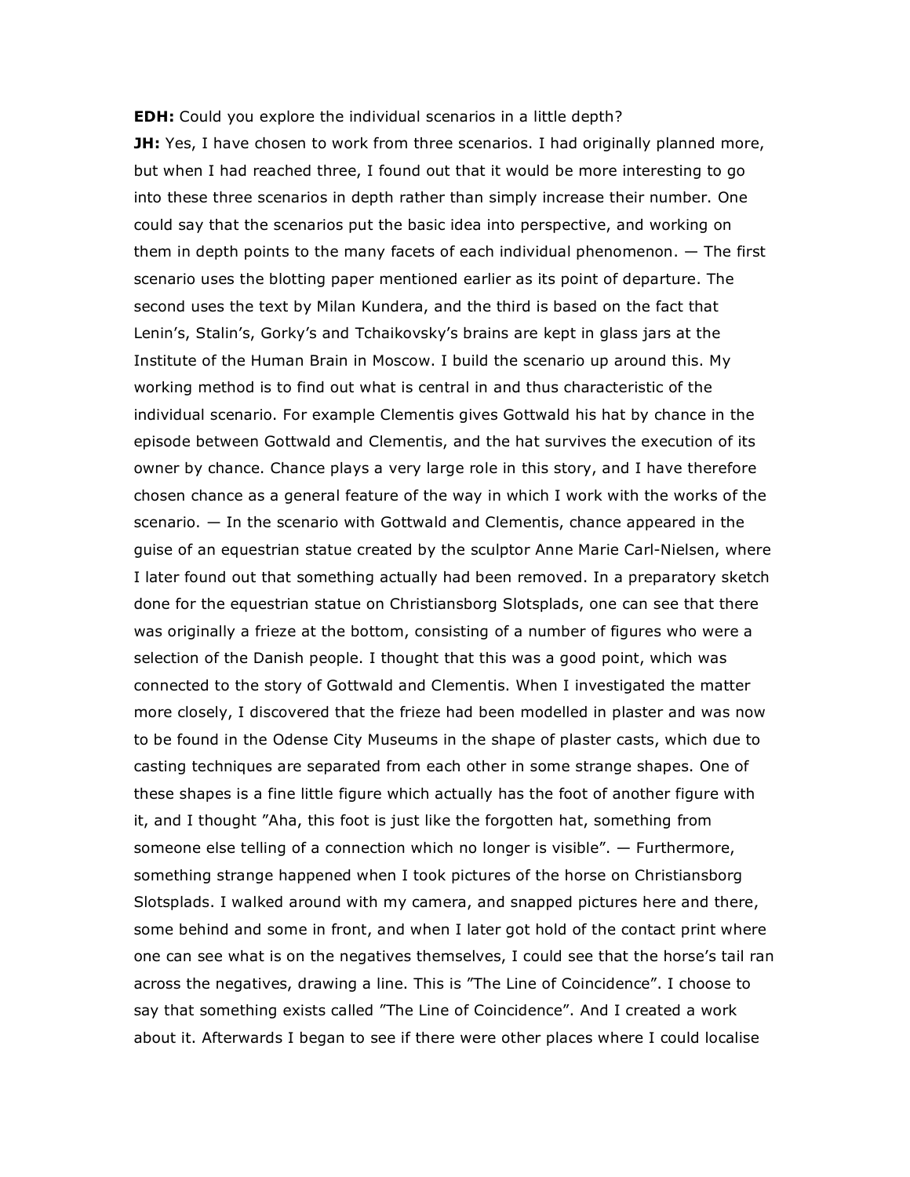**EDH:** Could you explore the individual scenarios in a little depth?

**JH:** Yes, I have chosen to work from three scenarios. I had originally planned more, but when I had reached three, I found out that it would be more interesting to go into these three scenarios in depth rather than simply increase their number. One could say that the scenarios put the basic idea into perspective, and working on them in depth points to the many facets of each individual phenomenon. — The first scenario uses the blotting paper mentioned earlier as its point of departure. The second uses the text by Milan Kundera, and the third is based on the fact that Lenin's, Stalin's, Gorky's and Tchaikovsky's brains are kept in glass jars at the Institute of the Human Brain in Moscow. I build the scenario up around this. My working method is to find out what is central in and thus characteristic of the individual scenario. For example Clementis gives Gottwald his hat by chance in the episode between Gottwald and Clementis, and the hat survives the execution of its owner by chance. Chance plays a very large role in this story, and I have therefore chosen chance as a general feature of the way in which I work with the works of the scenario. — In the scenario with Gottwald and Clementis, chance appeared in the guise of an equestrian statue created by the sculptor Anne Marie Carl-Nielsen, where I later found out that something actually had been removed. In a preparatory sketch done for the equestrian statue on Christiansborg Slotsplads, one can see that there was originally a frieze at the bottom, consisting of a number of figures who were a selection of the Danish people. I thought that this was a good point, which was connected to the story of Gottwald and Clementis. When I investigated the matter more closely, I discovered that the frieze had been modelled in plaster and was now to be found in the Odense City Museums in the shape of plaster casts, which due to casting techniques are separated from each other in some strange shapes. One of these shapes is a fine little figure which actually has the foot of another figure with it, and I thought "Aha, this foot is just like the forgotten hat, something from someone else telling of a connection which no longer is visible". — Furthermore, something strange happened when I took pictures of the horse on Christiansborg Slotsplads. I walked around with my camera, and snapped pictures here and there, some behind and some in front, and when I later got hold of the contact print where one can see what is on the negatives themselves, I could see that the horse's tail ran across the negatives, drawing a line. This is "The Line of Coincidence". I choose to say that something exists called "The Line of Coincidence". And I created a work about it. Afterwards I began to see if there were other places where I could localise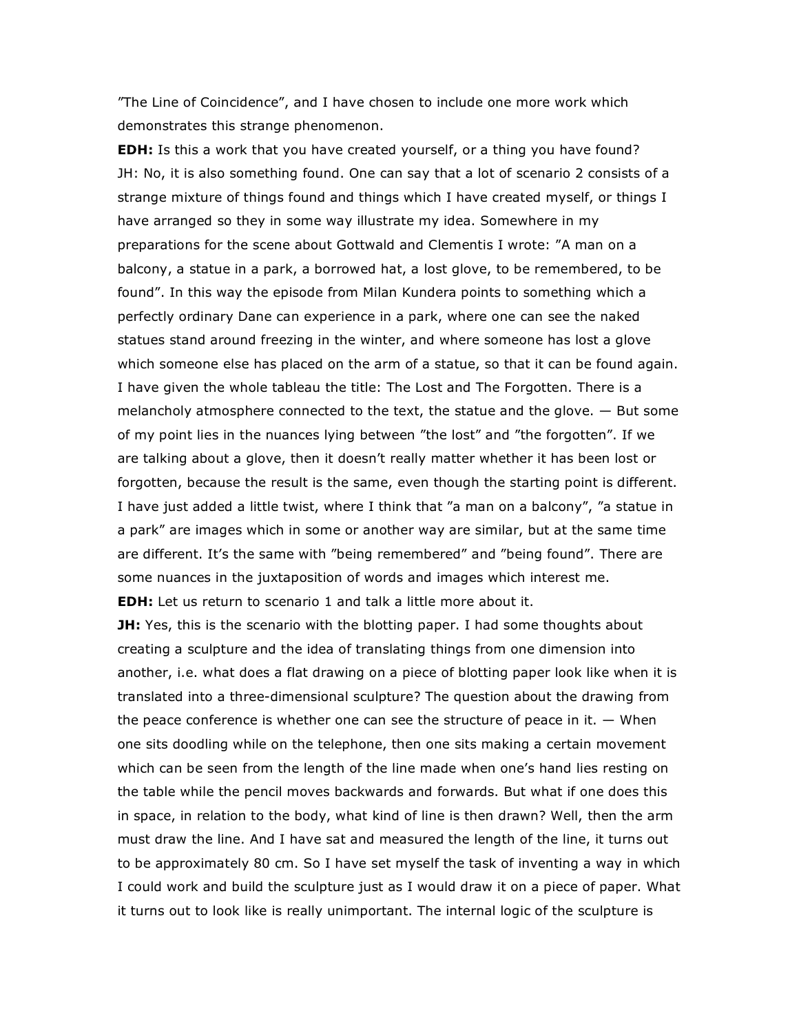”The Line of Coincidence”, and I have chosen to include one more work which demonstrates this strange phenomenon.

**EDH:** Is this a work that you have created yourself, or a thing you have found?

JH: No, it is also something found. One can say that a lot of scenario 2 consists of a strange mixture of things found and things which I have created myself, or things I have arranged so they in some way illustrate my idea. Somewhere in my preparations for the scene about Gottwald and Clementis I wrote: ”A man on a balcony, a statue in a park, a borrowed hat, a lost glove, to be remembered, to be found”. In this way the episode from Milan Kundera points to something which a perfectly ordinary Dane can experience in a park, where one can see the naked statues stand around freezing in the winter, and where someone has lost a glove which someone else has placed on the arm of a statue, so that it can be found again. I have given the whole tableau the title: The Lost and The Forgotten. There is a melancholy atmosphere connected to the text, the statue and the glove. — But some of my point lies in the nuances lying between ”the lost” and ”the forgotten”. If we are talking about a glove, then it doesn’t really matter whether it has been lost or forgotten, because the result is the same, even though the starting point is different. I have just added a little twist, where I think that ”a man on a balcony”, ”a statue in a park” are images which in some or another way are similar, but at the same time are different. It’s the same with ”being remembered” and ”being found”. There are some nuances in the juxtaposition of words and images which interest me.

**EDH:** Let us return to scenario 1 and talk a little more about it.

**JH:** Yes, this is the scenario with the blotting paper. I had some thoughts about creating a sculpture and the idea of translating things from one dimension into another, i.e. what does a flat drawing on a piece of blotting paper look like when it is translated into a three-dimensional sculpture? The question about the drawing from the peace conference is whether one can see the structure of peace in it. — When one sits doodling while on the telephone, then one sits making a certain movement which can be seen from the length of the line made when one’s hand lies resting on the table while the pencil moves backwards and forwards. But what if one does this in space, in relation to the body, what kind of line is then drawn? Well, then the arm must draw the line. And I have sat and measured the length of the line, it turns out to be approximately 80 cm. So I have set myself the task of inventing a way in which I could work and build the sculpture just as I would draw it on a piece of paper. What it turns out to look like is really unimportant. The internal logic of the sculpture is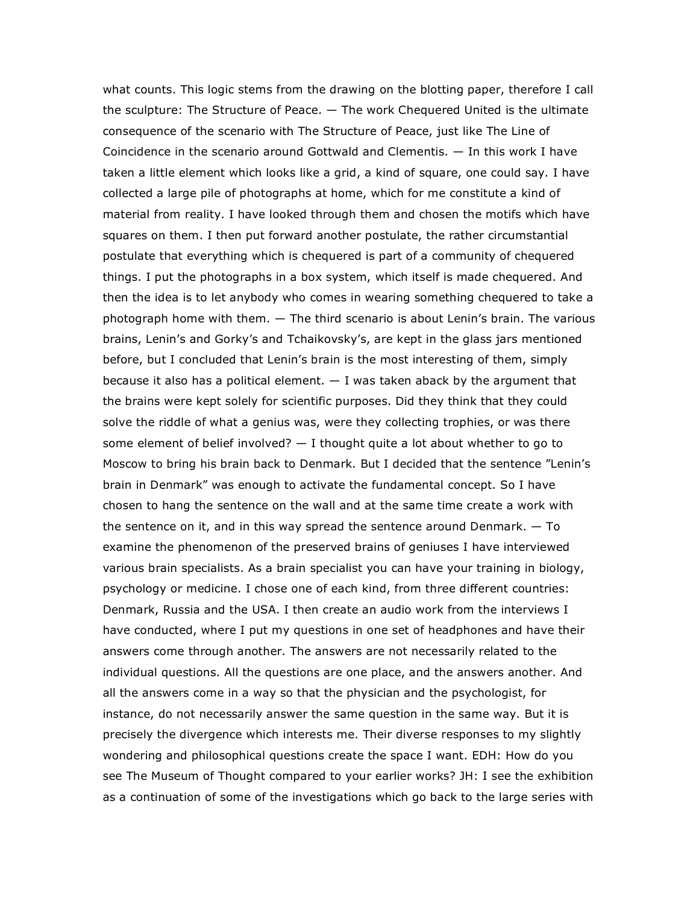what counts. This logic stems from the drawing on the blotting paper, therefore I call the sculpture: The Structure of Peace. — The work Chequered United is the ultimate consequence of the scenario with The Structure of Peace, just like The Line of Coincidence in the scenario around Gottwald and Clementis. — In this work I have taken a little element which looks like a grid, a kind of square, one could say. I have collected a large pile of photographs at home, which for me constitute a kind of material from reality. I have looked through them and chosen the motifs which have squares on them. I then put forward another postulate, the rather circumstantial postulate that everything which is chequered is part of a community of chequered things. I put the photographs in a box system, which itself is made chequered. And then the idea is to let anybody who comes in wearing something chequered to take a photograph home with them. — The third scenario is about Lenin's brain. The various brains, Lenin's and Gorky's and Tchaikovsky's, are kept in the glass jars mentioned before, but I concluded that Lenin's brain is the most interesting of them, simply because it also has a political element. — I was taken aback by the argument that the brains were kept solely for scientific purposes. Did they think that they could solve the riddle of what a genius was, were they collecting trophies, or was there some element of belief involved? — I thought quite a lot about whether to go to Moscow to bring his brain back to Denmark. But I decided that the sentence "Lenin's brain in Denmark" was enough to activate the fundamental concept. So I have chosen to hang the sentence on the wall and at the same time create a work with the sentence on it, and in this way spread the sentence around Denmark. — To examine the phenomenon of the preserved brains of geniuses I have interviewed various brain specialists. As a brain specialist you can have your training in biology, psychology or medicine. I chose one of each kind, from three different countries: Denmark, Russia and the USA. I then create an audio work from the interviews I have conducted, where I put my questions in one set of headphones and have their answers come through another. The answers are not necessarily related to the individual questions. All the questions are one place, and the answers another. And all the answers come in a way so that the physician and the psychologist, for instance, do not necessarily answer the same question in the same way. But it is precisely the divergence which interests me. Their diverse responses to my slightly wondering and philosophical questions create the space I want. EDH: How do you see The Museum of Thought compared to your earlier works? JH: I see the exhibition as a continuation of some of the investigations which go back to the large series with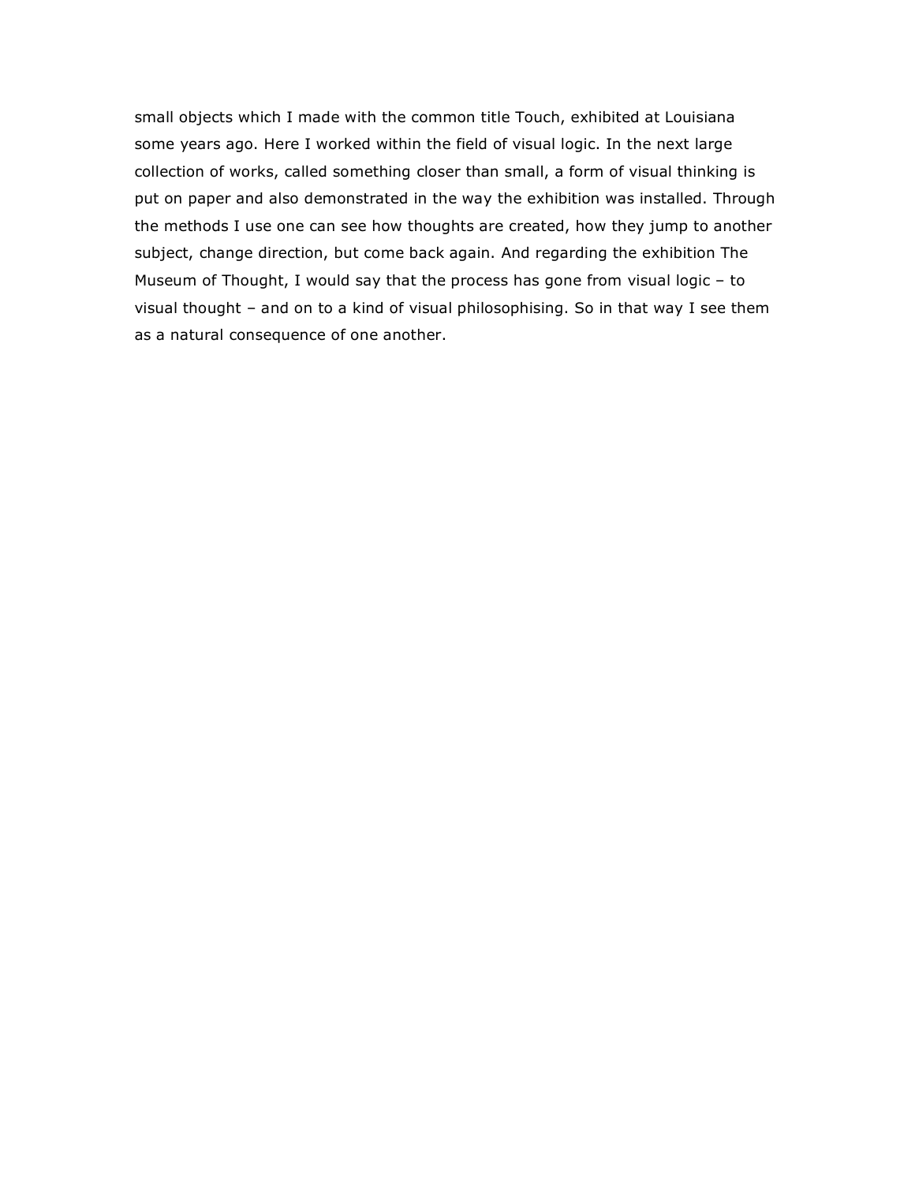small objects which I made with the common title Touch, exhibited at Louisiana some years ago. Here I worked within the field of visual logic. In the next large collection of works, called something closer than small, a form of visual thinking is put on paper and also demonstrated in the way the exhibition was installed. Through the methods I use one can see how thoughts are created, how they jump to another subject, change direction, but come back again. And regarding the exhibition The Museum of Thought, I would say that the process has gone from visual logic – to visual thought – and on to a kind of visual philosophising. So in that way I see them as a natural consequence of one another.